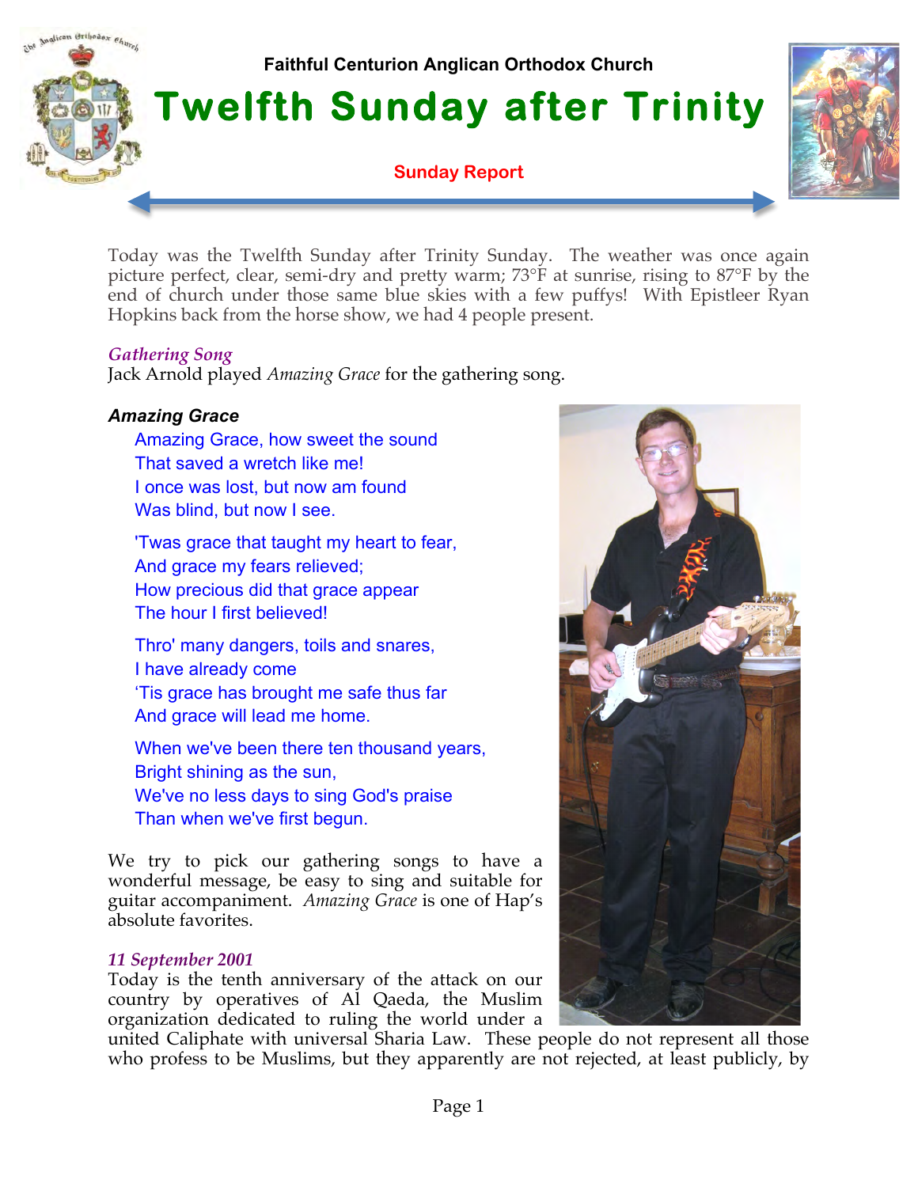Faithful Centurion Anglican Orthodox Church

# Twelfth Sunday after Trinity

**Sunday Report**

Today was the Twelfth Sunday after Trinity Sunday. The weather was once again picture perfect, clear, semi-dry and pretty warm; 73°F at sunrise, rising to 87°F by the end of church under those same blue skies with a few puffys! With Epistleer Ryan Hopkins back from the horse show, we had 4 people present.

### *Gathering Song*

Jack Arnold played *Amazing Grace* for the gathering song.

***Amazing Grace***

Amazing Grace, how sweet the sound
That saved a wretch like me!
I once was lost, but now am found
Was blind, but now I see.

'Twas grace that taught my heart to fear,
And grace my fears relieved;
How precious did that grace appear
The hour I first believed!

Thro' many dangers, toils and snares,
I have already come
'Tis grace has brought me safe thus far
And grace will lead me home.

When we've been there ten thousand years,
Bright shining as the sun,
We've no less days to sing God's praise
Than when we've first begun.

We try to pick our gathering songs to have a wonderful message, be easy to sing and suitable for guitar accompaniment. *Amazing Grace* is one of Hap's absolute favorites.

### *11 September 2001*

Today is the tenth anniversary of the attack on our country by operatives of Al Qaeda, the Muslim organization dedicated to ruling the world under a united Caliphate with universal Sharia Law. These people do not represent all those who profess to be Muslims, but they apparently are not rejected, at least publicly, by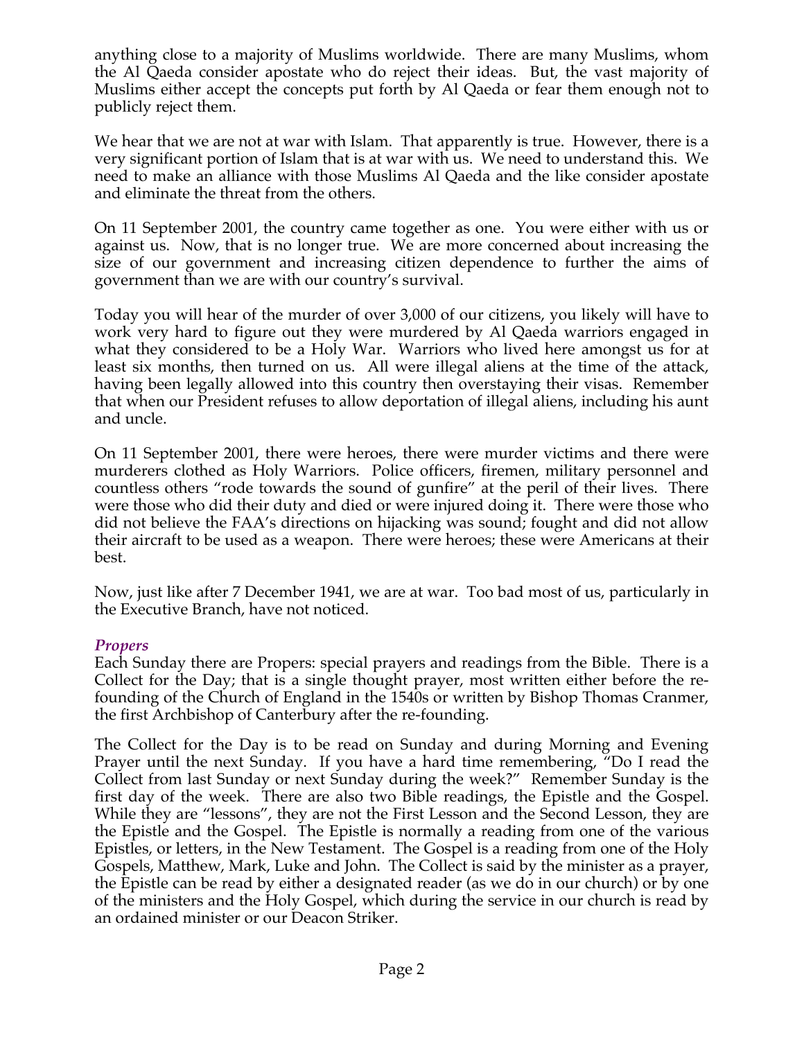anything close to a majority of Muslims worldwide. There are many Muslims, whom the Al Qaeda consider apostate who do reject their ideas. But, the vast majority of Muslims either accept the concepts put forth by Al Qaeda or fear them enough not to publicly reject them.

We hear that we are not at war with Islam. That apparently is true. However, there is a very significant portion of Islam that is at war with us. We need to understand this. We need to make an alliance with those Muslims Al Qaeda and the like consider apostate and eliminate the threat from the others.

On 11 September 2001, the country came together as one. You were either with us or against us. Now, that is no longer true. We are more concerned about increasing the size of our government and increasing citizen dependence to further the aims of government than we are with our country's survival.

Today you will hear of the murder of over 3,000 of our citizens, you likely will have to work very hard to figure out they were murdered by Al Qaeda warriors engaged in what they considered to be a Holy War. Warriors who lived here amongst us for at least six months, then turned on us. All were illegal aliens at the time of the attack, having been legally allowed into this country then overstaying their visas. Remember that when our President refuses to allow deportation of illegal aliens, including his aunt and uncle.

On 11 September 2001, there were heroes, there were murder victims and there were murderers clothed as Holy Warriors. Police officers, firemen, military personnel and countless others "rode towards the sound of gunfire" at the peril of their lives. There were those who did their duty and died or were injured doing it. There were those who did not believe the FAA's directions on hijacking was sound; fought and did not allow their aircraft to be used as a weapon. There were heroes; these were Americans at their best.

Now, just like after 7 December 1941, we are at war. Too bad most of us, particularly in the Executive Branch, have not noticed.

### *Propers*

Each Sunday there are Propers: special prayers and readings from the Bible. There is a Collect for the Day; that is a single thought prayer, most written either before the re-founding of the Church of England in the 1540s or written by Bishop Thomas Cranmer, the first Archbishop of Canterbury after the re-founding.

The Collect for the Day is to be read on Sunday and during Morning and Evening Prayer until the next Sunday. If you have a hard time remembering, "Do I read the Collect from last Sunday or next Sunday during the week?" Remember Sunday is the first day of the week. There are also two Bible readings, the Epistle and the Gospel. While they are "lessons", they are not the First Lesson and the Second Lesson, they are the Epistle and the Gospel. The Epistle is normally a reading from one of the various Epistles, or letters, in the New Testament. The Gospel is a reading from one of the Holy Gospels, Matthew, Mark, Luke and John. The Collect is said by the minister as a prayer, the Epistle can be read by either a designated reader (as we do in our church) or by one of the ministers and the Holy Gospel, which during the service in our church is read by an ordained minister or our Deacon Striker.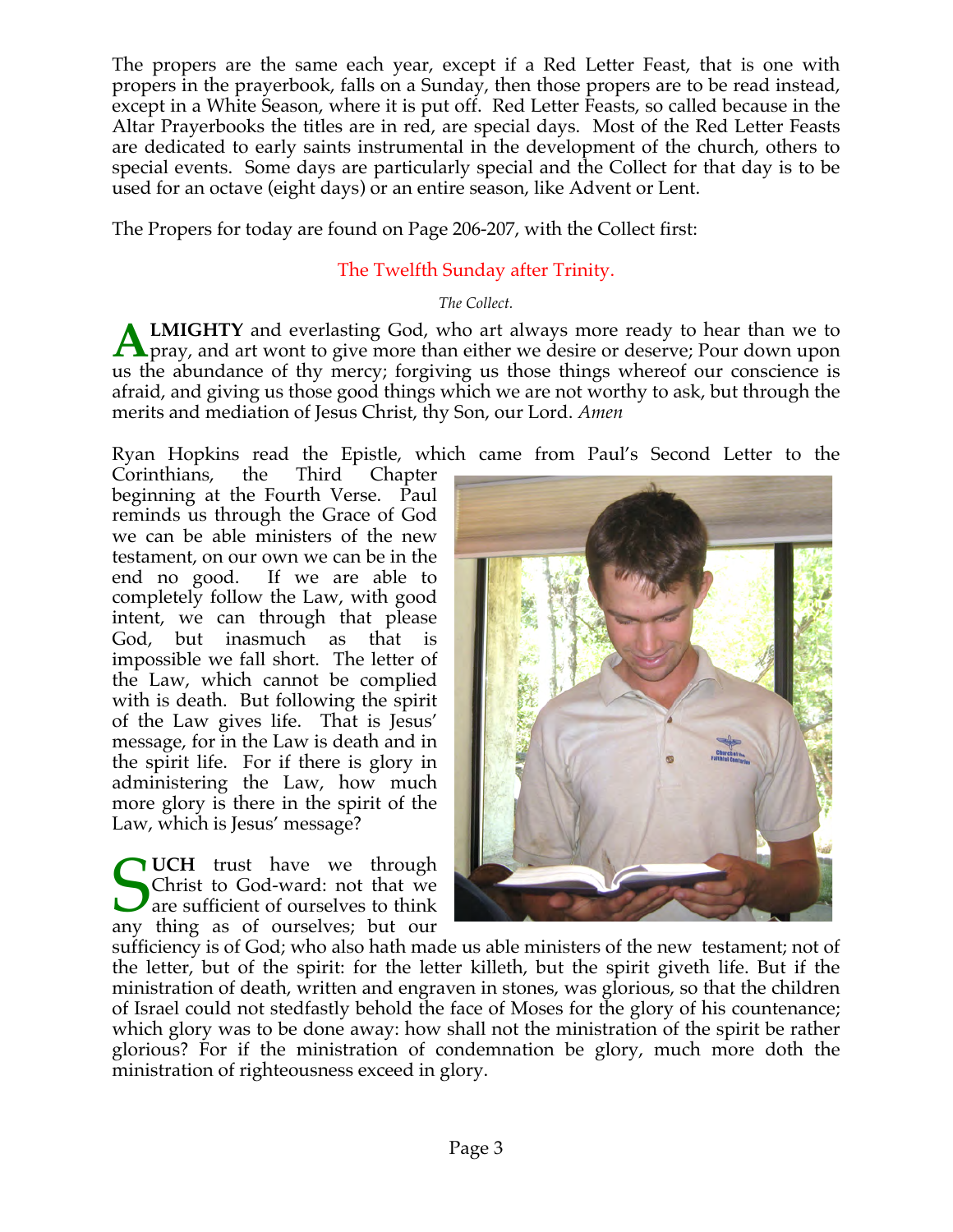The propers are the same each year, except if a Red Letter Feast, that is one with propers in the prayerbook, falls on a Sunday, then those propers are to be read instead, except in a White Season, where it is put off. Red Letter Feasts, so called because in the Altar Prayerbooks the titles are in red, are special days. Most of the Red Letter Feasts are dedicated to early saints instrumental in the development of the church, others to special events. Some days are particularly special and the Collect for that day is to be used for an octave (eight days) or an entire season, like Advent or Lent.

The Propers for today are found on Page 206-207, with the Collect first:

## The Twelfth Sunday after Trinity.

*The Collect.*

**ALMIGHTY** and everlasting God, who art always more ready to hear than we to pray, and art wont to give more than either we desire or deserve; Pour down upon us the abundance of thy mercy; forgiving us those things whereof our conscience is afraid, and giving us those good things which we are not worthy to ask, but through the merits and mediation of Jesus Christ, thy Son, our Lord. *Amen*

Ryan Hopkins read the Epistle, which came from Paul's Second Letter to the Corinthians, the Third Chapter beginning at the Fourth Verse. Paul reminds us through the Grace of God we can be able ministers of the new testament, on our own we can be in the end no good. If we are able to completely follow the Law, with good intent, we can through that please God, but inasmuch as that is impossible we fall short. The letter of the Law, which cannot be complied with is death. But following the spirit of the Law gives life. That is Jesus' message, for in the Law is death and in the spirit life. For if there is glory in administering the Law, how much more glory is there in the spirit of the Law, which is Jesus' message?

**SUCH** trust have we through Christ to God-ward: not that we are sufficient of ourselves to think any thing as of ourselves; but our sufficiency is of God; who also hath made us able ministers of the new testament; not of the letter, but of the spirit: for the letter killeth, but the spirit giveth life. But if the ministration of death, written and engraven in stones, was glorious, so that the children of Israel could not stedfastly behold the face of Moses for the glory of his countenance; which glory was to be done away: how shall not the ministration of the spirit be rather glorious? For if the ministration of condemnation be glory, much more doth the ministration of righteousness exceed in glory.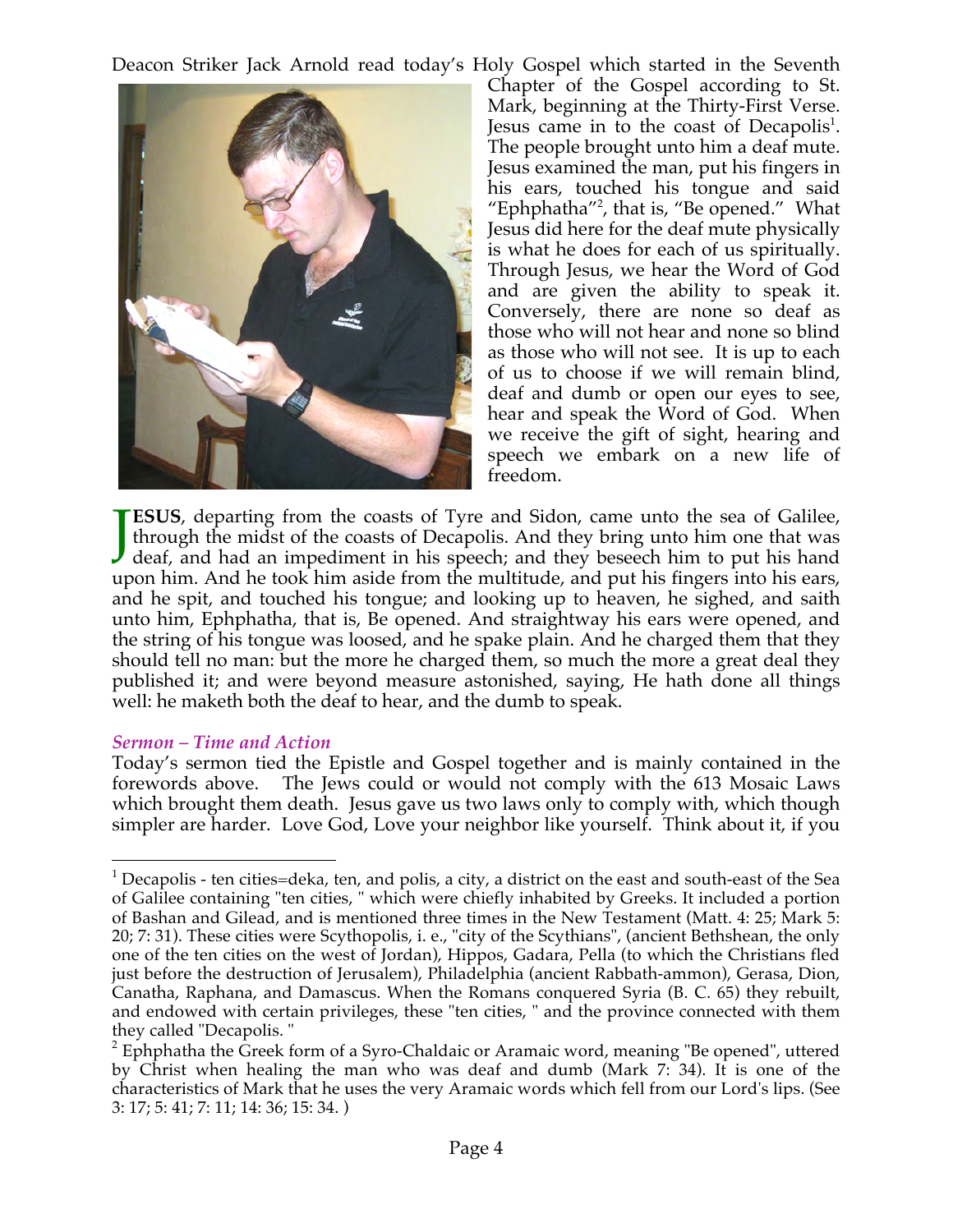Deacon Striker Jack Arnold read today's Holy Gospel which started in the Seventh Chapter of the Gospel according to St. Mark, beginning at the Thirty-First Verse. Jesus came in to the coast of Decapolis[1]. The people brought unto him a deaf mute. Jesus examined the man, put his fingers in his ears, touched his tongue and said "Ephphatha"[2], that is, "Be opened." What Jesus did here for the deaf mute physically is what he does for each of us spiritually. Through Jesus, we hear the Word of God and are given the ability to speak it. Conversely, there are none so deaf as those who will not hear and none so blind as those who will not see. It is up to each of us to choose if we will remain blind, deaf and dumb or open our eyes to see, hear and speak the Word of God. When we receive the gift of sight, hearing and speech we embark on a new life of freedom.

**JESUS**, departing from the coasts of Tyre and Sidon, came unto the sea of Galilee, through the midst of the coasts of Decapolis. And they bring unto him one that was deaf, and had an impediment in his speech; and they beseech him to put his hand upon him. And he took him aside from the multitude, and put his fingers into his ears, and he spit, and touched his tongue; and looking up to heaven, he sighed, and saith unto him, Ephphatha, that is, Be opened. And straightway his ears were opened, and the string of his tongue was loosed, and he spake plain. And he charged them that they should tell no man: but the more he charged them, so much the more a great deal they published it; and were beyond measure astonished, saying, He hath done all things well: he maketh both the deaf to hear, and the dumb to speak.

### *Sermon – Time and Action*

Today's sermon tied the Epistle and Gospel together and is mainly contained in the forewords above. The Jews could or would not comply with the 613 Mosaic Laws which brought them death. Jesus gave us two laws only to comply with, which though simpler are harder. Love God, Love your neighbor like yourself. Think about it, if you

---

[1] Decapolis - ten cities=deka, ten, and polis, a city, a district on the east and south-east of the Sea of Galilee containing "ten cities, " which were chiefly inhabited by Greeks. It included a portion of Bashan and Gilead, and is mentioned three times in the New Testament (Matt. 4: 25; Mark 5: 20; 7: 31). These cities were Scythopolis, i. e., "city of the Scythians", (ancient Bethshean, the only one of the ten cities on the west of Jordan), Hippos, Gadara, Pella (to which the Christians fled just before the destruction of Jerusalem), Philadelphia (ancient Rabbath-ammon), Gerasa, Dion, Canatha, Raphana, and Damascus. When the Romans conquered Syria (B. C. 65) they rebuilt, and endowed with certain privileges, these "ten cities, " and the province connected with them they called "Decapolis. "

[2] Ephphatha the Greek form of a Syro-Chaldaic or Aramaic word, meaning "Be opened", uttered by Christ when healing the man who was deaf and dumb (Mark 7: 34). It is one of the characteristics of Mark that he uses the very Aramaic words which fell from our Lord's lips. (See 3: 17; 5: 41; 7: 11; 14: 36; 15: 34. )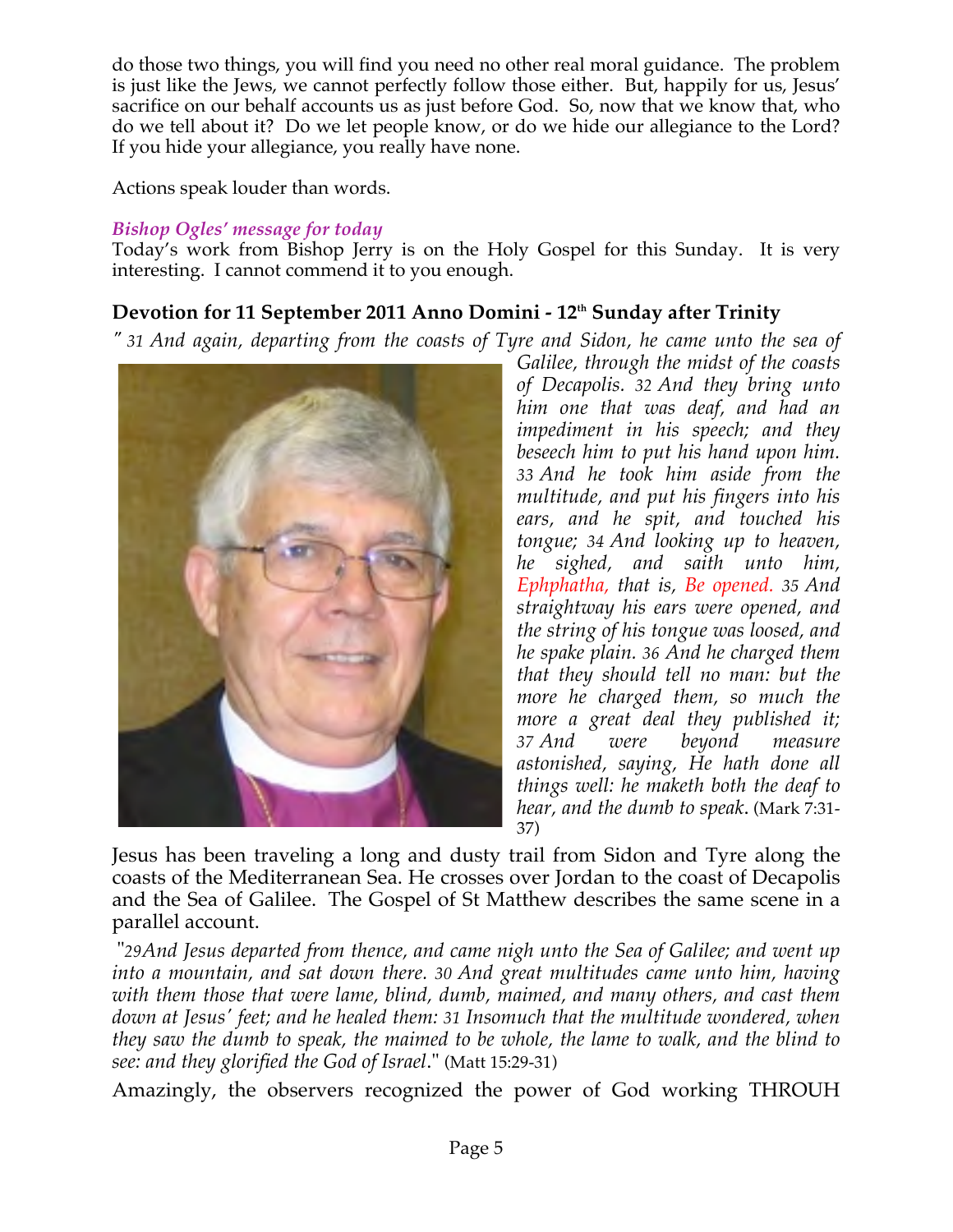do those two things, you will find you need no other real moral guidance. The problem is just like the Jews, we cannot perfectly follow those either. But, happily for us, Jesus' sacrifice on our behalf accounts us as just before God. So, now that we know that, who do we tell about it? Do we let people know, or do we hide our allegiance to the Lord? If you hide your allegiance, you really have none.

Actions speak louder than words.

### *Bishop Ogles' message for today*

Today's work from Bishop Jerry is on the Holy Gospel for this Sunday. It is very interesting. I cannot commend it to you enough.

## Devotion for 11 September 2011 Anno Domini - 12th Sunday after Trinity

*" 31 And again, departing from the coasts of Tyre and Sidon, he came unto the sea of Galilee, through the midst of the coasts of Decapolis. 32 And they bring unto him one that was deaf, and had an impediment in his speech; and they beseech him to put his hand upon him. 33 And he took him aside from the multitude, and put his fingers into his ears, and he spit, and touched his tongue; 34 And looking up to heaven, he sighed, and saith unto him, Ephphatha, that is, Be opened. 35 And straightway his ears were opened, and the string of his tongue was loosed, and he spake plain. 36 And he charged them that they should tell no man: but the more he charged them, so much the more a great deal they published it; 37 And were beyond measure astonished, saying, He hath done all things well: he maketh both the deaf to hear, and the dumb to speak.* (Mark 7:31-37)

Jesus has been traveling a long and dusty trail from Sidon and Tyre along the coasts of the Mediterranean Sea. He crosses over Jordan to the coast of Decapolis and the Sea of Galilee. The Gospel of St Matthew describes the same scene in a parallel account.

*"29And Jesus departed from thence, and came nigh unto the Sea of Galilee; and went up into a mountain, and sat down there. 30 And great multitudes came unto him, having with them those that were lame, blind, dumb, maimed, and many others, and cast them down at Jesus' feet; and he healed them: 31 Insomuch that the multitude wondered, when they saw the dumb to speak, the maimed to be whole, the lame to walk, and the blind to see: and they glorified the God of Israel."* (Matt 15:29-31)

Amazingly, the observers recognized the power of God working THROUH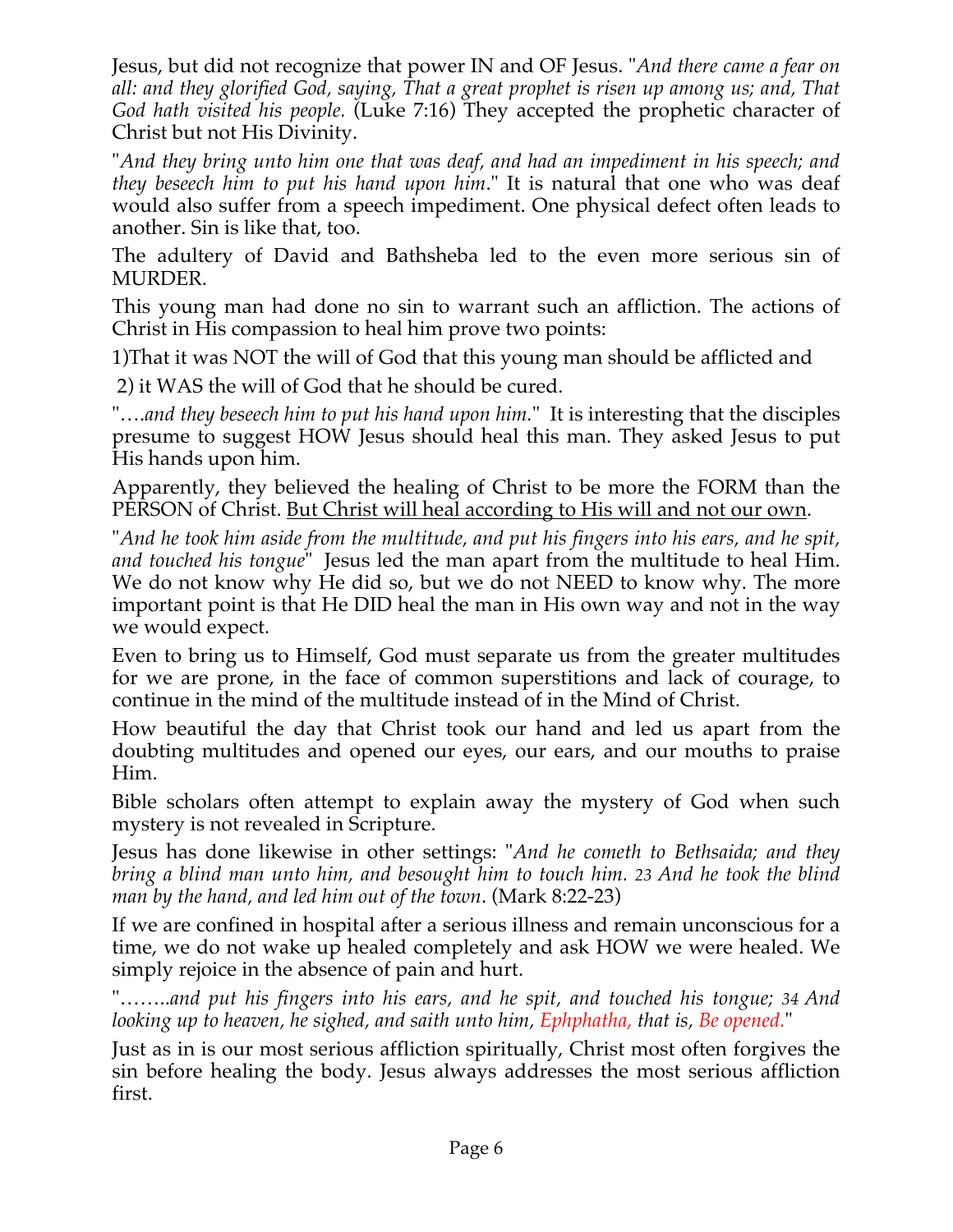Jesus, but did not recognize that power IN and OF Jesus. "*And there came a fear on all: and they glorified God, saying, That a great prophet is risen up among us; and, That God hath visited his people.* (Luke 7:16) They accepted the prophetic character of Christ but not His Divinity.

"*And they bring unto him one that was deaf, and had an impediment in his speech; and they beseech him to put his hand upon him*." It is natural that one who was deaf would also suffer from a speech impediment. One physical defect often leads to another. Sin is like that, too.

The adultery of David and Bathsheba led to the even more serious sin of MURDER.

This young man had done no sin to warrant such an affliction. The actions of Christ in His compassion to heal him prove two points:

1)That it was NOT the will of God that this young man should be afflicted and

2) it WAS the will of God that he should be cured.

"….*and they beseech him to put his hand upon him*." It is interesting that the disciples presume to suggest HOW Jesus should heal this man. They asked Jesus to put His hands upon him.

Apparently, they believed the healing of Christ to be more the FORM than the PERSON of Christ. <u>But Christ will heal according to His will and not our own</u>.

"*And he took him aside from the multitude, and put his fingers into his ears, and he spit, and touched his tongue*" Jesus led the man apart from the multitude to heal Him. We do not know why He did so, but we do not NEED to know why. The more important point is that He DID heal the man in His own way and not in the way we would expect.

Even to bring us to Himself, God must separate us from the greater multitudes for we are prone, in the face of common superstitions and lack of courage, to continue in the mind of the multitude instead of in the Mind of Christ.

How beautiful the day that Christ took our hand and led us apart from the doubting multitudes and opened our eyes, our ears, and our mouths to praise Him.

Bible scholars often attempt to explain away the mystery of God when such mystery is not revealed in Scripture.

Jesus has done likewise in other settings: "*And he cometh to Bethsaida; and they bring a blind man unto him, and besought him to touch him. 23 And he took the blind man by the hand, and led him out of the town*. (Mark 8:22-23)

If we are confined in hospital after a serious illness and remain unconscious for a time, we do not wake up healed completely and ask HOW we were healed. We simply rejoice in the absence of pain and hurt.

"……..*and put his fingers into his ears, and he spit, and touched his tongue; 34 And looking up to heaven, he sighed, and saith unto him, Ephphatha, that is, Be opened.*"

Just as in is our most serious affliction spiritually, Christ most often forgives the sin before healing the body. Jesus always addresses the most serious affliction first.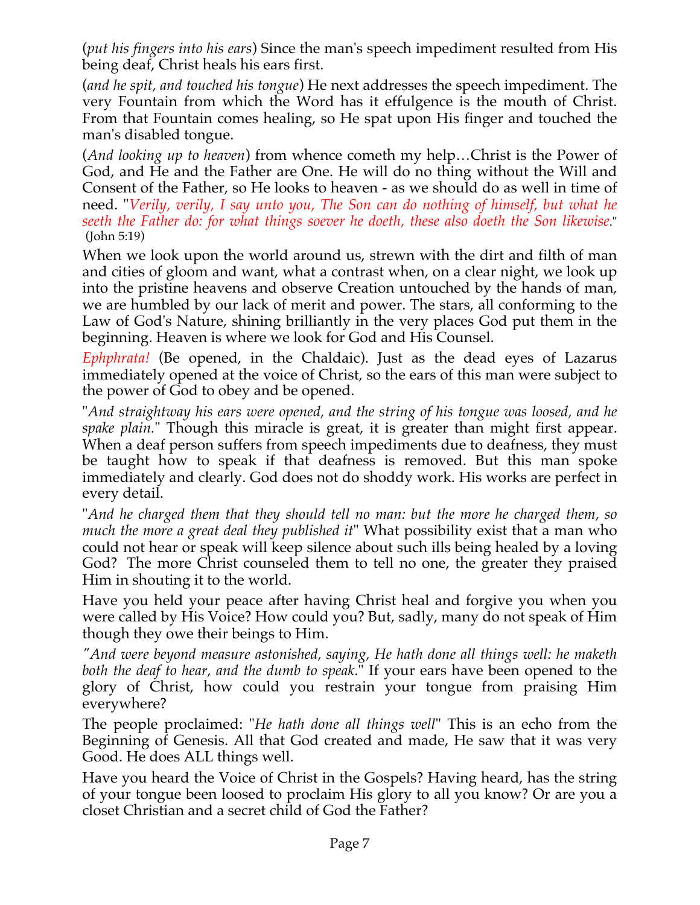(*put his fingers into his ears*) Since the man's speech impediment resulted from His being deaf, Christ heals his ears first.

(*and he spit, and touched his tongue*) He next addresses the speech impediment. The very Fountain from which the Word has it effulgence is the mouth of Christ. From that Fountain comes healing, so He spat upon His finger and touched the man's disabled tongue.

(*And looking up to heaven*) from whence cometh my help…Christ is the Power of God, and He and the Father are One. He will do no thing without the Will and Consent of the Father, so He looks to heaven - as we should do as well in time of need. "*Verily, verily, I say unto you, The Son can do nothing of himself, but what he seeth the Father do: for what things soever he doeth, these also doeth the Son likewise*." (John 5:19)

When we look upon the world around us, strewn with the dirt and filth of man and cities of gloom and want, what a contrast when, on a clear night, we look up into the pristine heavens and observe Creation untouched by the hands of man, we are humbled by our lack of merit and power. The stars, all conforming to the Law of God's Nature, shining brilliantly in the very places God put them in the beginning. Heaven is where we look for God and His Counsel.

*Ephphrata!* (Be opened, in the Chaldaic). Just as the dead eyes of Lazarus immediately opened at the voice of Christ, so the ears of this man were subject to the power of God to obey and be opened.

"*And straightway his ears were opened, and the string of his tongue was loosed, and he spake plain.*" Though this miracle is great, it is greater than might first appear. When a deaf person suffers from speech impediments due to deafness, they must be taught how to speak if that deafness is removed. But this man spoke immediately and clearly. God does not do shoddy work. His works are perfect in every detail.

"*And he charged them that they should tell no man: but the more he charged them, so much the more a great deal they published it*" What possibility exist that a man who could not hear or speak will keep silence about such ills being healed by a loving God? The more Christ counseled them to tell no one, the greater they praised Him in shouting it to the world.

Have you held your peace after having Christ heal and forgive you when you were called by His Voice? How could you? But, sadly, many do not speak of Him though they owe their beings to Him.

"*And were beyond measure astonished, saying, He hath done all things well: he maketh both the deaf to hear, and the dumb to speak*." If your ears have been opened to the glory of Christ, how could you restrain your tongue from praising Him everywhere?

The people proclaimed: "*He hath done all things well*" This is an echo from the Beginning of Genesis. All that God created and made, He saw that it was very Good. He does ALL things well.

Have you heard the Voice of Christ in the Gospels? Having heard, has the string of your tongue been loosed to proclaim His glory to all you know? Or are you a closet Christian and a secret child of God the Father?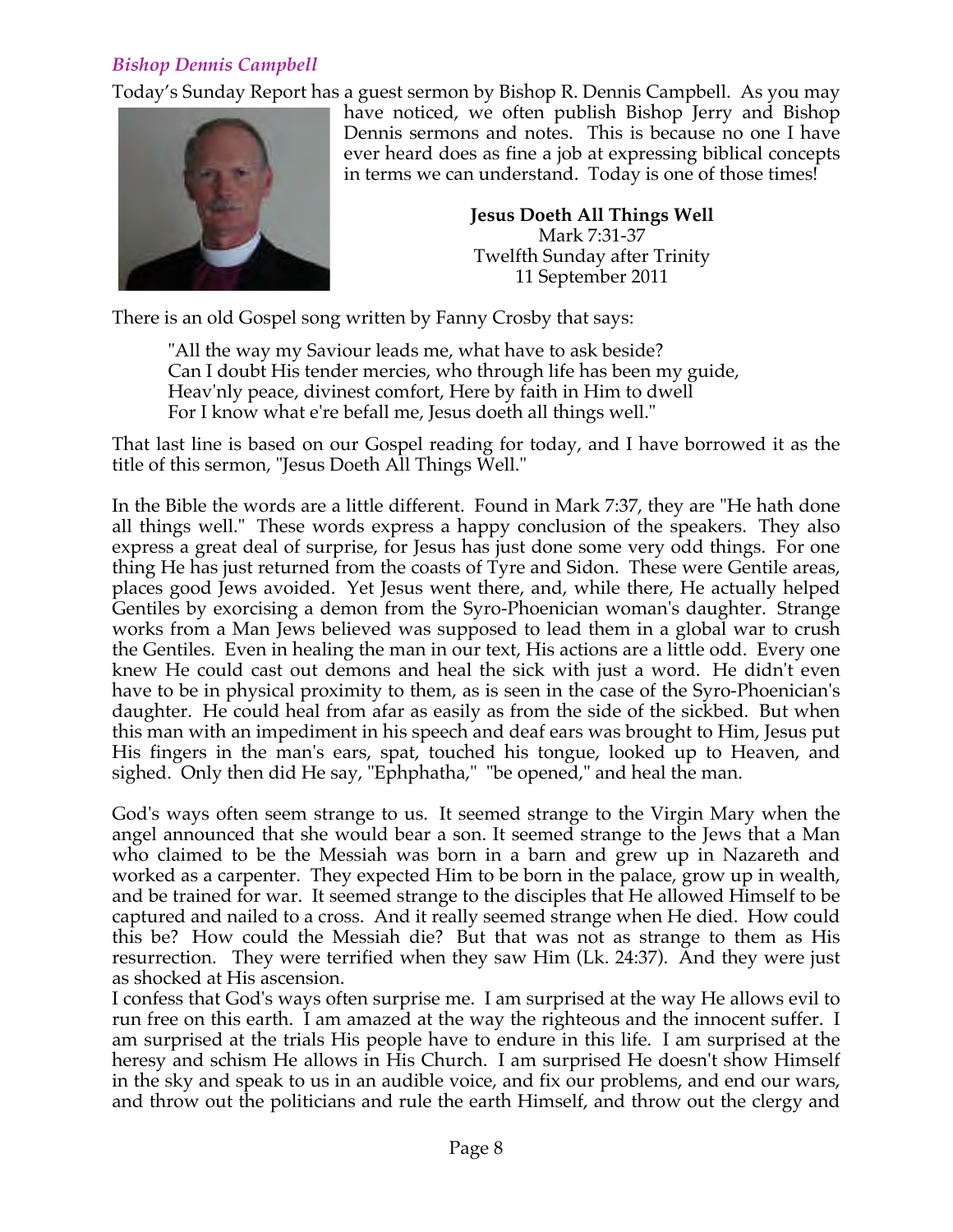*Bishop Dennis Campbell*

Today's Sunday Report has a guest sermon by Bishop R. Dennis Campbell. As you may have noticed, we often publish Bishop Jerry and Bishop Dennis sermons and notes. This is because no one I have ever heard does as fine a job at expressing biblical concepts in terms we can understand. Today is one of those times!

**Jesus Doeth All Things Well**
Mark 7:31-37
Twelfth Sunday after Trinity
11 September 2011

There is an old Gospel song written by Fanny Crosby that says:

> "All the way my Saviour leads me, what have to ask beside?
> Can I doubt His tender mercies, who through life has been my guide,
> Heav'nly peace, divinest comfort, Here by faith in Him to dwell
> For I know what e're befall me, Jesus doeth all things well."

That last line is based on our Gospel reading for today, and I have borrowed it as the title of this sermon, "Jesus Doeth All Things Well."

In the Bible the words are a little different. Found in Mark 7:37, they are "He hath done all things well." These words express a happy conclusion of the speakers. They also express a great deal of surprise, for Jesus has just done some very odd things. For one thing He has just returned from the coasts of Tyre and Sidon. These were Gentile areas, places good Jews avoided. Yet Jesus went there, and, while there, He actually helped Gentiles by exorcising a demon from the Syro-Phoenician woman's daughter. Strange works from a Man Jews believed was supposed to lead them in a global war to crush the Gentiles. Even in healing the man in our text, His actions are a little odd. Every one knew He could cast out demons and heal the sick with just a word. He didn't even have to be in physical proximity to them, as is seen in the case of the Syro-Phoenician's daughter. He could heal from afar as easily as from the side of the sickbed. But when this man with an impediment in his speech and deaf ears was brought to Him, Jesus put His fingers in the man's ears, spat, touched his tongue, looked up to Heaven, and sighed. Only then did He say, "Ephphatha," "be opened," and heal the man.

God's ways often seem strange to us. It seemed strange to the Virgin Mary when the angel announced that she would bear a son. It seemed strange to the Jews that a Man who claimed to be the Messiah was born in a barn and grew up in Nazareth and worked as a carpenter. They expected Him to be born in the palace, grow up in wealth, and be trained for war. It seemed strange to the disciples that He allowed Himself to be captured and nailed to a cross. And it really seemed strange when He died. How could this be? How could the Messiah die? But that was not as strange to them as His resurrection. They were terrified when they saw Him (Lk. 24:37). And they were just as shocked at His ascension.

I confess that God's ways often surprise me. I am surprised at the way He allows evil to run free on this earth. I am amazed at the way the righteous and the innocent suffer. I am surprised at the trials His people have to endure in this life. I am surprised at the heresy and schism He allows in His Church. I am surprised He doesn't show Himself in the sky and speak to us in an audible voice, and fix our problems, and end our wars, and throw out the politicians and rule the earth Himself, and throw out the clergy and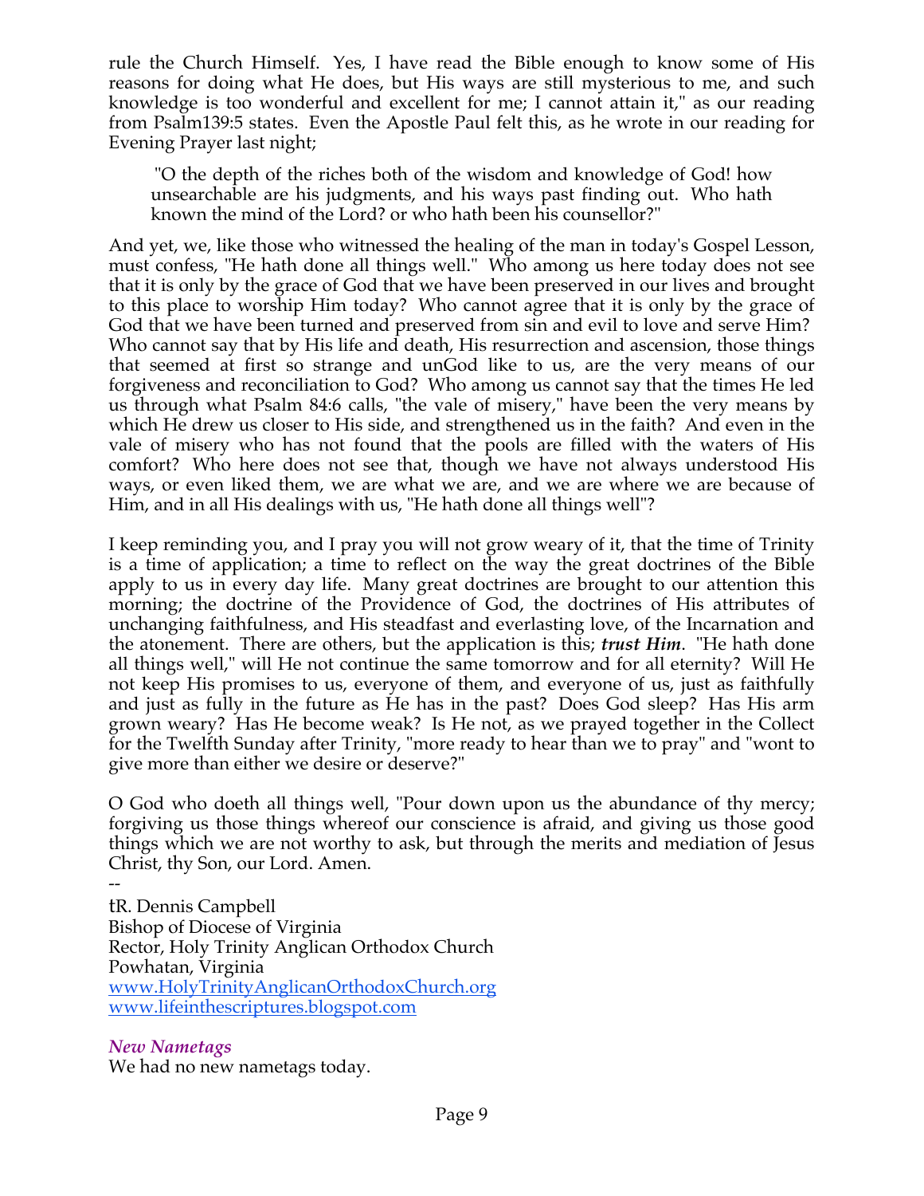rule the Church Himself. Yes, I have read the Bible enough to know some of His reasons for doing what He does, but His ways are still mysterious to me, and such knowledge is too wonderful and excellent for me; I cannot attain it," as our reading from Psalm139:5 states. Even the Apostle Paul felt this, as he wrote in our reading for Evening Prayer last night;

> "O the depth of the riches both of the wisdom and knowledge of God! how unsearchable are his judgments, and his ways past finding out. Who hath known the mind of the Lord? or who hath been his counsellor?"

And yet, we, like those who witnessed the healing of the man in today's Gospel Lesson, must confess, "He hath done all things well." Who among us here today does not see that it is only by the grace of God that we have been preserved in our lives and brought to this place to worship Him today? Who cannot agree that it is only by the grace of God that we have been turned and preserved from sin and evil to love and serve Him? Who cannot say that by His life and death, His resurrection and ascension, those things that seemed at first so strange and unGod like to us, are the very means of our forgiveness and reconciliation to God? Who among us cannot say that the times He led us through what Psalm 84:6 calls, "the vale of misery," have been the very means by which He drew us closer to His side, and strengthened us in the faith? And even in the vale of misery who has not found that the pools are filled with the waters of His comfort? Who here does not see that, though we have not always understood His ways, or even liked them, we are what we are, and we are where we are because of Him, and in all His dealings with us, "He hath done all things well"?

I keep reminding you, and I pray you will not grow weary of it, that the time of Trinity is a time of application; a time to reflect on the way the great doctrines of the Bible apply to us in every day life. Many great doctrines are brought to our attention this morning; the doctrine of the Providence of God, the doctrines of His attributes of unchanging faithfulness, and His steadfast and everlasting love, of the Incarnation and the atonement. There are others, but the application is this; ***trust Him***. "He hath done all things well," will He not continue the same tomorrow and for all eternity? Will He not keep His promises to us, everyone of them, and everyone of us, just as faithfully and just as fully in the future as He has in the past? Does God sleep? Has His arm grown weary? Has He become weak? Is He not, as we prayed together in the Collect for the Twelfth Sunday after Trinity, "more ready to hear than we to pray" and "wont to give more than either we desire or deserve?"

O God who doeth all things well, "Pour down upon us the abundance of thy mercy; forgiving us those things whereof our conscience is afraid, and giving us those good things which we are not worthy to ask, but through the merits and mediation of Jesus Christ, thy Son, our Lord. Amen.

--

tR. Dennis Campbell
Bishop of Diocese of Virginia
Rector, Holy Trinity Anglican Orthodox Church
Powhatan, Virginia
www.HolyTrinityAnglicanOrthodoxChurch.org
www.lifeinthescriptures.blogspot.com

### *New Nametags*

We had no new nametags today.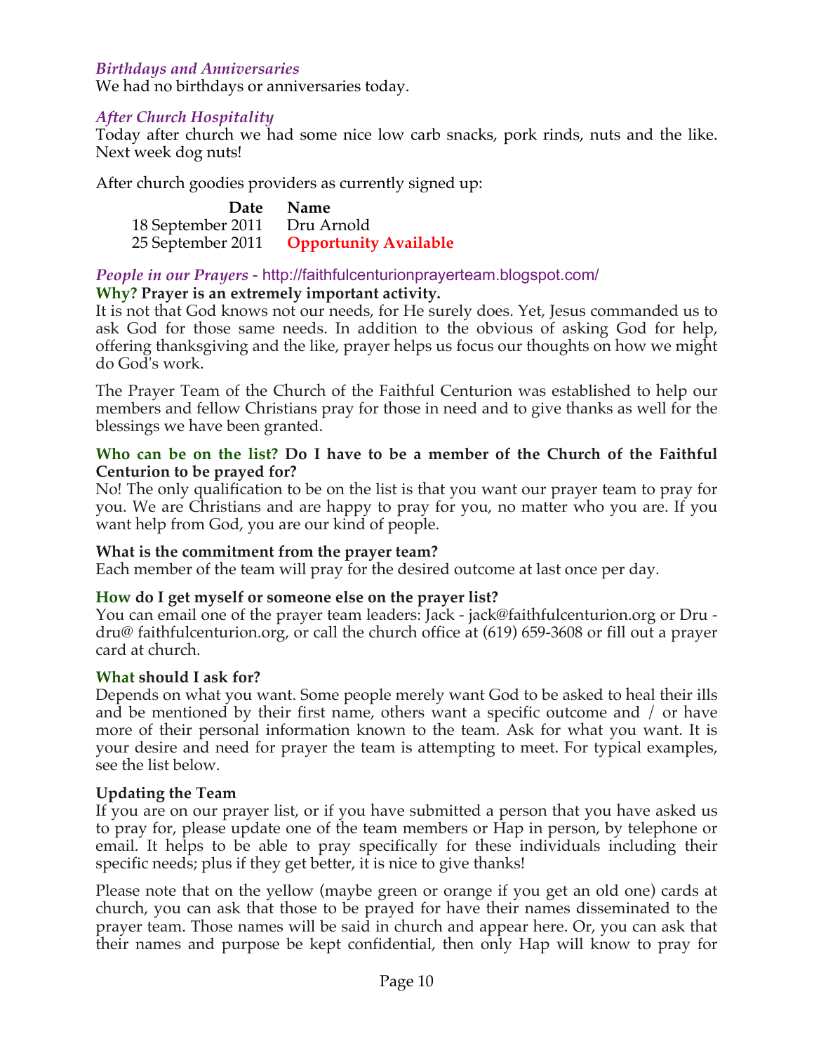### *Birthdays and Anniversaries*

We had no birthdays or anniversaries today.

### *After Church Hospitality*

Today after church we had some nice low carb snacks, pork rinds, nuts and the like. Next week dog nuts!

After church goodies providers as currently signed up:

| Date | Name |
|---|---|
| 18 September 2011 | Dru Arnold |
| 25 September 2011 | **Opportunity Available** |

### *People in our Prayers* - http://faithfulcenturionprayerteam.blogspot.com/

**Why? Prayer is an extremely important activity.**

It is not that God knows not our needs, for He surely does. Yet, Jesus commanded us to ask God for those same needs. In addition to the obvious of asking God for help, offering thanksgiving and the like, prayer helps us focus our thoughts on how we might do God's work.

The Prayer Team of the Church of the Faithful Centurion was established to help our members and fellow Christians pray for those in need and to give thanks as well for the blessings we have been granted.

**Who can be on the list? Do I have to be a member of the Church of the Faithful Centurion to be prayed for?**

No! The only qualification to be on the list is that you want our prayer team to pray for you. We are Christians and are happy to pray for you, no matter who you are. If you want help from God, you are our kind of people.

**What is the commitment from the prayer team?**

Each member of the team will pray for the desired outcome at last once per day.

**How do I get myself or someone else on the prayer list?**

You can email one of the prayer team leaders: Jack - jack@faithfulcenturion.org or Dru - dru@ faithfulcenturion.org, or call the church office at (619) 659-3608 or fill out a prayer card at church.

**What should I ask for?**

Depends on what you want. Some people merely want God to be asked to heal their ills and be mentioned by their first name, others want a specific outcome and / or have more of their personal information known to the team. Ask for what you want. It is your desire and need for prayer the team is attempting to meet. For typical examples, see the list below.

**Updating the Team**

If you are on our prayer list, or if you have submitted a person that you have asked us to pray for, please update one of the team members or Hap in person, by telephone or email. It helps to be able to pray specifically for these individuals including their specific needs; plus if they get better, it is nice to give thanks!

Please note that on the yellow (maybe green or orange if you get an old one) cards at church, you can ask that those to be prayed for have their names disseminated to the prayer team. Those names will be said in church and appear here. Or, you can ask that their names and purpose be kept confidential, then only Hap will know to pray for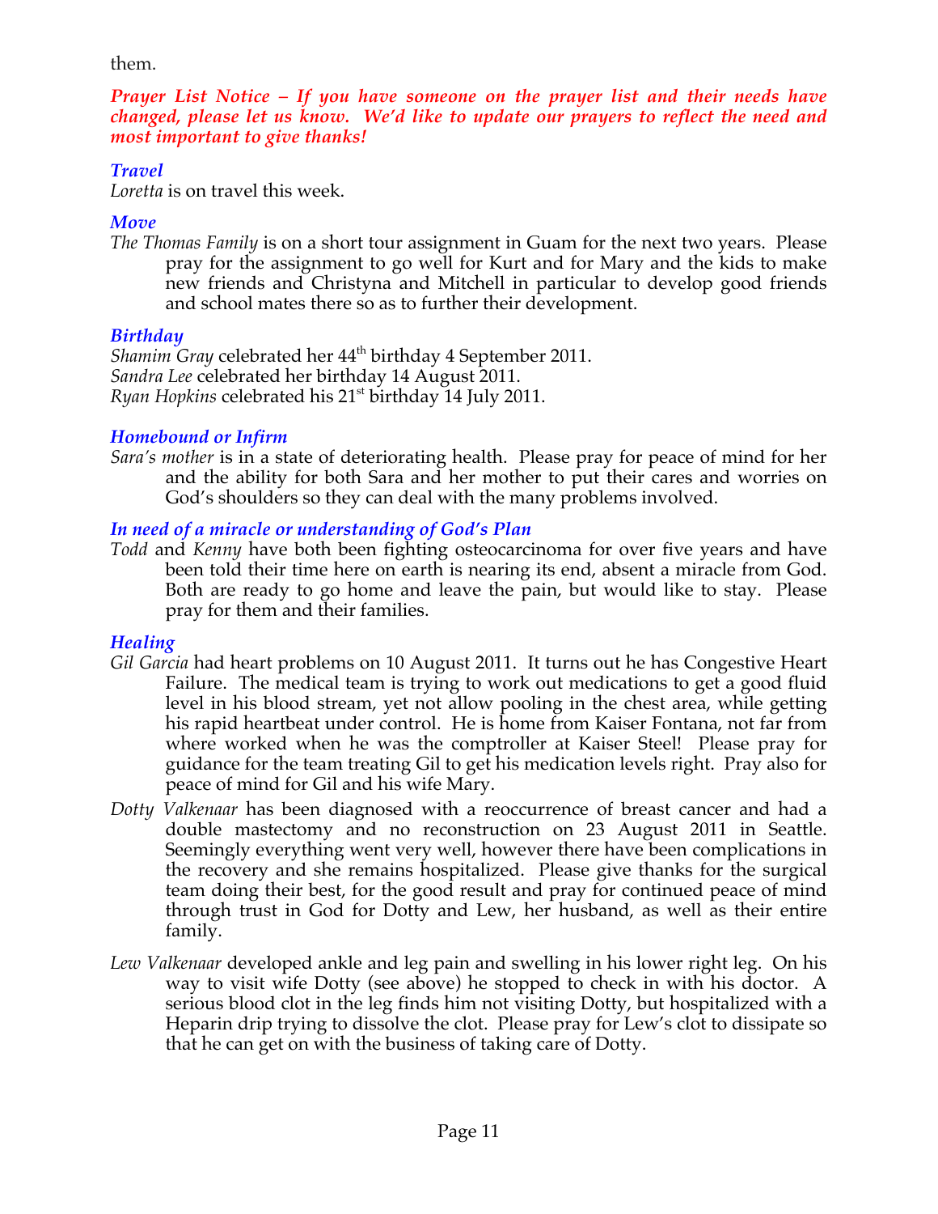them.

***Prayer List Notice – If you have someone on the prayer list and their needs have changed, please let us know. We'd like to update our prayers to reflect the need and most important to give thanks!***

### *Travel*

*Loretta* is on travel this week.

### *Move*

*The Thomas Family* is on a short tour assignment in Guam for the next two years. Please pray for the assignment to go well for Kurt and for Mary and the kids to make new friends and Christyna and Mitchell in particular to develop good friends and school mates there so as to further their development.

### *Birthday*

*Shamim Gray* celebrated her 44th birthday 4 September 2011.
*Sandra Lee* celebrated her birthday 14 August 2011.
*Ryan Hopkins* celebrated his 21st birthday 14 July 2011.

### *Homebound or Infirm*

*Sara's mother* is in a state of deteriorating health. Please pray for peace of mind for her and the ability for both Sara and her mother to put their cares and worries on God's shoulders so they can deal with the many problems involved.

### *In need of a miracle or understanding of God's Plan*

*Todd* and *Kenny* have both been fighting osteocarcinoma for over five years and have been told their time here on earth is nearing its end, absent a miracle from God. Both are ready to go home and leave the pain, but would like to stay. Please pray for them and their families.

### *Healing*

*Gil Garcia* had heart problems on 10 August 2011. It turns out he has Congestive Heart Failure. The medical team is trying to work out medications to get a good fluid level in his blood stream, yet not allow pooling in the chest area, while getting his rapid heartbeat under control. He is home from Kaiser Fontana, not far from where worked when he was the comptroller at Kaiser Steel! Please pray for guidance for the team treating Gil to get his medication levels right. Pray also for peace of mind for Gil and his wife Mary.

*Dotty Valkenaar* has been diagnosed with a reoccurrence of breast cancer and had a double mastectomy and no reconstruction on 23 August 2011 in Seattle. Seemingly everything went very well, however there have been complications in the recovery and she remains hospitalized. Please give thanks for the surgical team doing their best, for the good result and pray for continued peace of mind through trust in God for Dotty and Lew, her husband, as well as their entire family.

*Lew Valkenaar* developed ankle and leg pain and swelling in his lower right leg. On his way to visit wife Dotty (see above) he stopped to check in with his doctor. A serious blood clot in the leg finds him not visiting Dotty, but hospitalized with a Heparin drip trying to dissolve the clot. Please pray for Lew's clot to dissipate so that he can get on with the business of taking care of Dotty.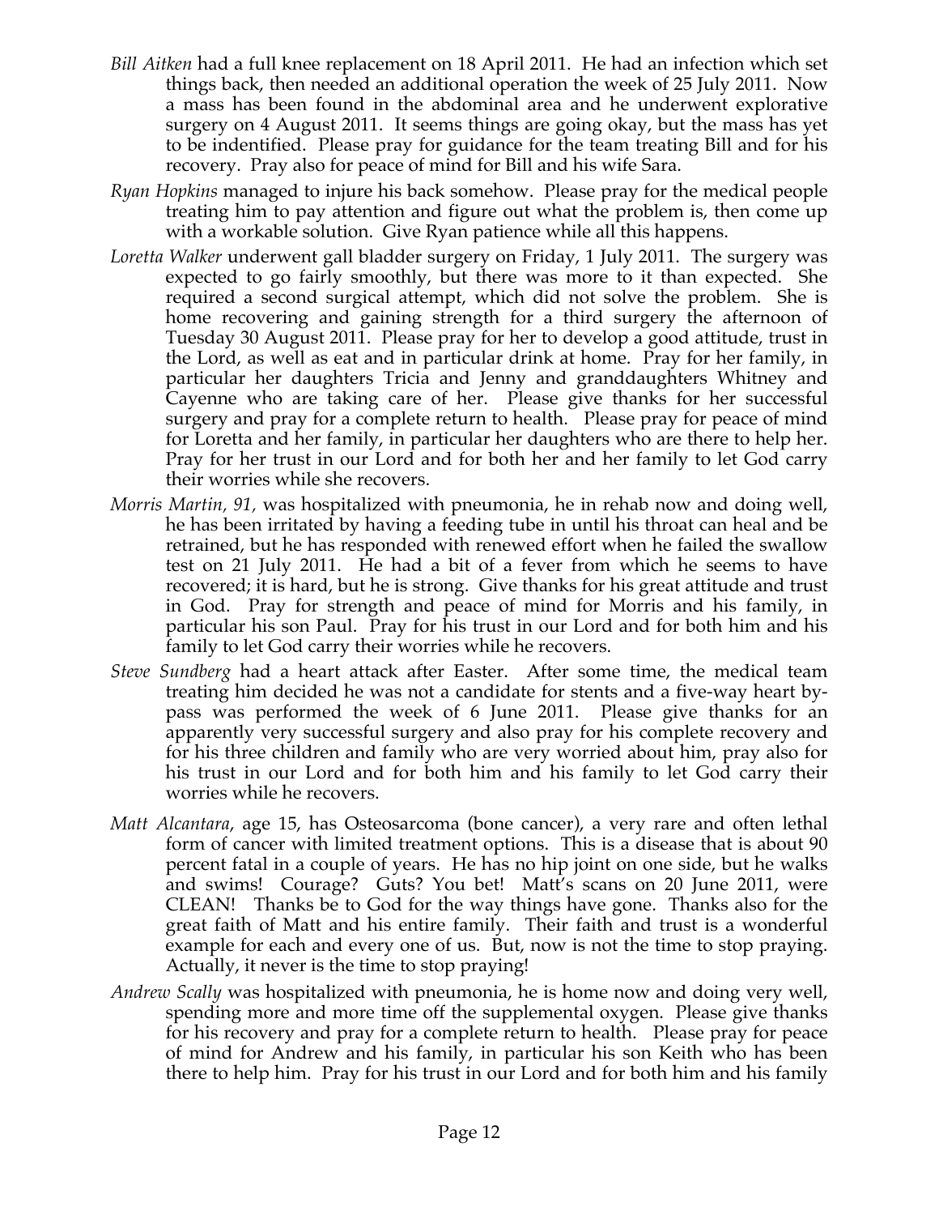- *Bill Aitken* had a full knee replacement on 18 April 2011. He had an infection which set things back, then needed an additional operation the week of 25 July 2011. Now a mass has been found in the abdominal area and he underwent explorative surgery on 4 August 2011. It seems things are going okay, but the mass has yet to be indentified. Please pray for guidance for the team treating Bill and for his recovery. Pray also for peace of mind for Bill and his wife Sara.
- *Ryan Hopkins* managed to injure his back somehow. Please pray for the medical people treating him to pay attention and figure out what the problem is, then come up with a workable solution. Give Ryan patience while all this happens.
- *Loretta Walker* underwent gall bladder surgery on Friday, 1 July 2011. The surgery was expected to go fairly smoothly, but there was more to it than expected. She required a second surgical attempt, which did not solve the problem. She is home recovering and gaining strength for a third surgery the afternoon of Tuesday 30 August 2011. Please pray for her to develop a good attitude, trust in the Lord, as well as eat and in particular drink at home. Pray for her family, in particular her daughters Tricia and Jenny and granddaughters Whitney and Cayenne who are taking care of her. Please give thanks for her successful surgery and pray for a complete return to health. Please pray for peace of mind for Loretta and her family, in particular her daughters who are there to help her. Pray for her trust in our Lord and for both her and her family to let God carry their worries while she recovers.
- *Morris Martin, 91,* was hospitalized with pneumonia, he in rehab now and doing well, he has been irritated by having a feeding tube in until his throat can heal and be retrained, but he has responded with renewed effort when he failed the swallow test on 21 July 2011. He had a bit of a fever from which he seems to have recovered; it is hard, but he is strong. Give thanks for his great attitude and trust in God. Pray for strength and peace of mind for Morris and his family, in particular his son Paul. Pray for his trust in our Lord and for both him and his family to let God carry their worries while he recovers.
- *Steve Sundberg* had a heart attack after Easter. After some time, the medical team treating him decided he was not a candidate for stents and a five-way heart by-pass was performed the week of 6 June 2011. Please give thanks for an apparently very successful surgery and also pray for his complete recovery and for his three children and family who are very worried about him, pray also for his trust in our Lord and for both him and his family to let God carry their worries while he recovers.
- *Matt Alcantara*, age 15, has Osteosarcoma (bone cancer), a very rare and often lethal form of cancer with limited treatment options. This is a disease that is about 90 percent fatal in a couple of years. He has no hip joint on one side, but he walks and swims! Courage? Guts? You bet! Matt's scans on 20 June 2011, were CLEAN! Thanks be to God for the way things have gone. Thanks also for the great faith of Matt and his entire family. Their faith and trust is a wonderful example for each and every one of us. But, now is not the time to stop praying. Actually, it never is the time to stop praying!
- *Andrew Scally* was hospitalized with pneumonia, he is home now and doing very well, spending more and more time off the supplemental oxygen. Please give thanks for his recovery and pray for a complete return to health. Please pray for peace of mind for Andrew and his family, in particular his son Keith who has been there to help him. Pray for his trust in our Lord and for both him and his family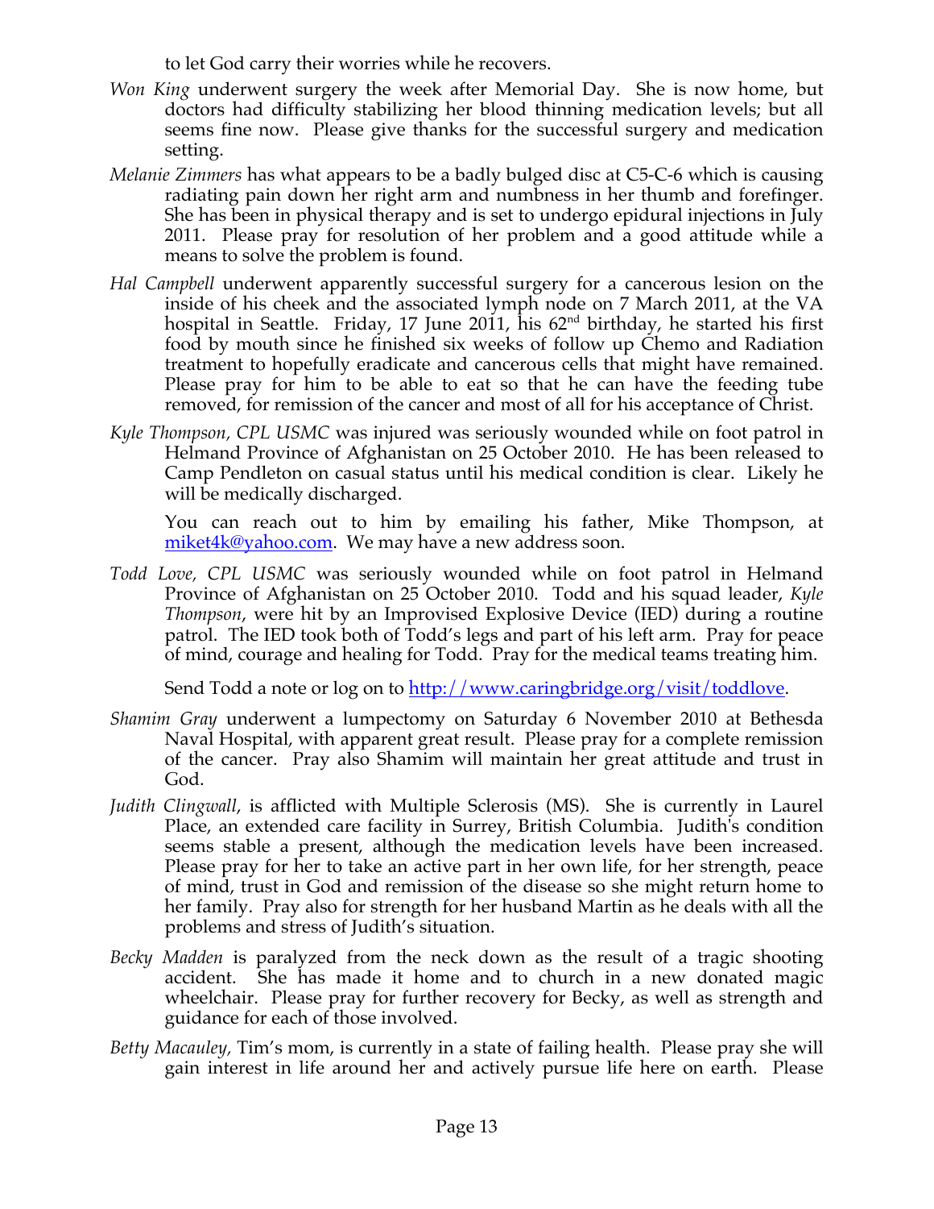to let God carry their worries while he recovers.

- *Won King* underwent surgery the week after Memorial Day. She is now home, but doctors had difficulty stabilizing her blood thinning medication levels; but all seems fine now. Please give thanks for the successful surgery and medication setting.
- *Melanie Zimmers* has what appears to be a badly bulged disc at C5-C-6 which is causing radiating pain down her right arm and numbness in her thumb and forefinger. She has been in physical therapy and is set to undergo epidural injections in July 2011. Please pray for resolution of her problem and a good attitude while a means to solve the problem is found.
- *Hal Campbell* underwent apparently successful surgery for a cancerous lesion on the inside of his cheek and the associated lymph node on 7 March 2011, at the VA hospital in Seattle. Friday, 17 June 2011, his 62nd birthday, he started his first food by mouth since he finished six weeks of follow up Chemo and Radiation treatment to hopefully eradicate and cancerous cells that might have remained. Please pray for him to be able to eat so that he can have the feeding tube removed, for remission of the cancer and most of all for his acceptance of Christ.
- *Kyle Thompson, CPL USMC* was injured was seriously wounded while on foot patrol in Helmand Province of Afghanistan on 25 October 2010. He has been released to Camp Pendleton on casual status until his medical condition is clear. Likely he will be medically discharged.

  You can reach out to him by emailing his father, Mike Thompson, at [miket4k@yahoo.com](mailto:miket4k@yahoo.com). We may have a new address soon.
- *Todd Love, CPL USMC* was seriously wounded while on foot patrol in Helmand Province of Afghanistan on 25 October 2010. Todd and his squad leader, *Kyle Thompson*, were hit by an Improvised Explosive Device (IED) during a routine patrol. The IED took both of Todd's legs and part of his left arm. Pray for peace of mind, courage and healing for Todd. Pray for the medical teams treating him.

  Send Todd a note or log on to [http://www.caringbridge.org/visit/toddlove](http://www.caringbridge.org/visit/toddlove).
- *Shamim Gray* underwent a lumpectomy on Saturday 6 November 2010 at Bethesda Naval Hospital, with apparent great result. Please pray for a complete remission of the cancer. Pray also Shamim will maintain her great attitude and trust in God.
- *Judith Clingwall*, is afflicted with Multiple Sclerosis (MS). She is currently in Laurel Place, an extended care facility in Surrey, British Columbia. Judith's condition seems stable a present, although the medication levels have been increased. Please pray for her to take an active part in her own life, for her strength, peace of mind, trust in God and remission of the disease so she might return home to her family. Pray also for strength for her husband Martin as he deals with all the problems and stress of Judith's situation.
- *Becky Madden* is paralyzed from the neck down as the result of a tragic shooting accident. She has made it home and to church in a new donated magic wheelchair. Please pray for further recovery for Becky, as well as strength and guidance for each of those involved.
- *Betty Macauley*, Tim's mom, is currently in a state of failing health. Please pray she will gain interest in life around her and actively pursue life here on earth. Please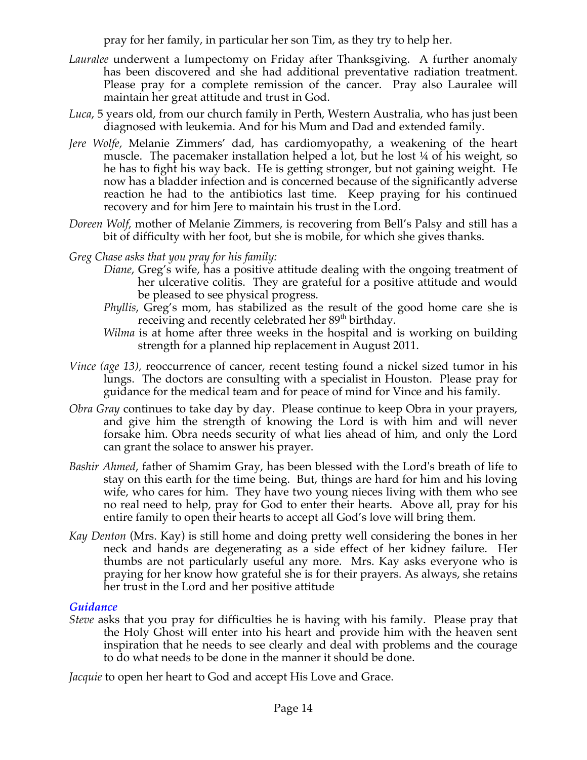pray for her family, in particular her son Tim, as they try to help her.

*Lauralee* underwent a lumpectomy on Friday after Thanksgiving. A further anomaly has been discovered and she had additional preventative radiation treatment. Please pray for a complete remission of the cancer. Pray also Lauralee will maintain her great attitude and trust in God.

*Luca*, 5 years old, from our church family in Perth, Western Australia, who has just been diagnosed with leukemia. And for his Mum and Dad and extended family.

*Jere Wolfe,* Melanie Zimmers' dad, has cardiomyopathy, a weakening of the heart muscle. The pacemaker installation helped a lot, but he lost ¼ of his weight, so he has to fight his way back. He is getting stronger, but not gaining weight. He now has a bladder infection and is concerned because of the significantly adverse reaction he had to the antibiotics last time. Keep praying for his continued recovery and for him Jere to maintain his trust in the Lord.

*Doreen Wolf*, mother of Melanie Zimmers, is recovering from Bell's Palsy and still has a bit of difficulty with her foot, but she is mobile, for which she gives thanks.

*Greg Chase asks that you pray for his family:*

- *Diane*, Greg's wife, has a positive attitude dealing with the ongoing treatment of her ulcerative colitis. They are grateful for a positive attitude and would be pleased to see physical progress.
- *Phyllis*, Greg's mom, has stabilized as the result of the good home care she is receiving and recently celebrated her 89th birthday.
- *Wilma* is at home after three weeks in the hospital and is working on building strength for a planned hip replacement in August 2011.

*Vince (age 13),* reoccurrence of cancer, recent testing found a nickel sized tumor in his lungs. The doctors are consulting with a specialist in Houston. Please pray for guidance for the medical team and for peace of mind for Vince and his family.

*Obra Gray* continues to take day by day. Please continue to keep Obra in your prayers, and give him the strength of knowing the Lord is with him and will never forsake him. Obra needs security of what lies ahead of him, and only the Lord can grant the solace to answer his prayer.

*Bashir Ahmed*, father of Shamim Gray, has been blessed with the Lord's breath of life to stay on this earth for the time being. But, things are hard for him and his loving wife, who cares for him. They have two young nieces living with them who see no real need to help, pray for God to enter their hearts. Above all, pray for his entire family to open their hearts to accept all God's love will bring them.

*Kay Denton* (Mrs. Kay) is still home and doing pretty well considering the bones in her neck and hands are degenerating as a side effect of her kidney failure. Her thumbs are not particularly useful any more. Mrs. Kay asks everyone who is praying for her know how grateful she is for their prayers. As always, she retains her trust in the Lord and her positive attitude

### *Guidance*

*Steve* asks that you pray for difficulties he is having with his family. Please pray that the Holy Ghost will enter into his heart and provide him with the heaven sent inspiration that he needs to see clearly and deal with problems and the courage to do what needs to be done in the manner it should be done.

*Jacquie* to open her heart to God and accept His Love and Grace.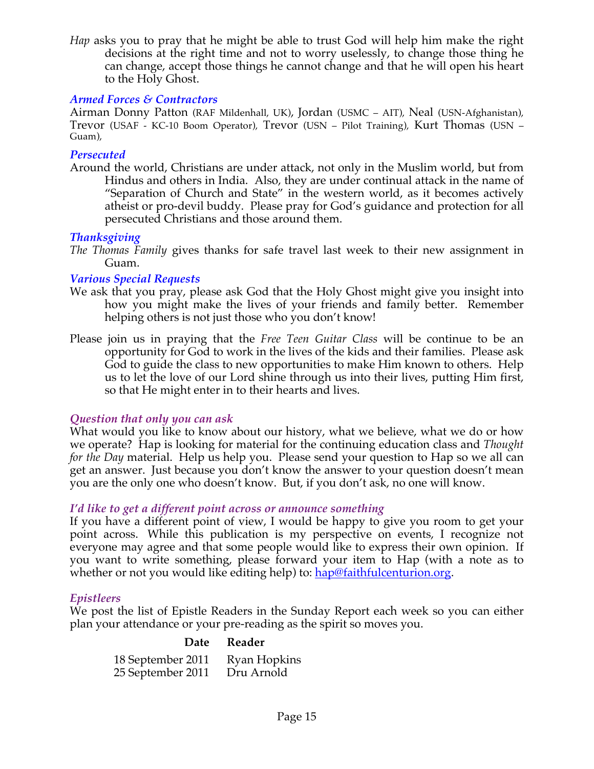*Hap* asks you to pray that he might be able to trust God will help him make the right decisions at the right time and not to worry uselessly, to change those thing he can change, accept those things he cannot change and that he will open his heart to the Holy Ghost.

### *Armed Forces & Contractors*

Airman Donny Patton (RAF Mildenhall, UK), Jordan (USMC – AIT), Neal (USN-Afghanistan), Trevor (USAF - KC-10 Boom Operator), Trevor (USN – Pilot Training), Kurt Thomas (USN – Guam),

### *Persecuted*

Around the world, Christians are under attack, not only in the Muslim world, but from Hindus and others in India. Also, they are under continual attack in the name of "Separation of Church and State" in the western world, as it becomes actively atheist or pro-devil buddy. Please pray for God's guidance and protection for all persecuted Christians and those around them.

### *Thanksgiving*

*The Thomas Family* gives thanks for safe travel last week to their new assignment in Guam.

### *Various Special Requests*

We ask that you pray, please ask God that the Holy Ghost might give you insight into how you might make the lives of your friends and family better. Remember helping others is not just those who you don't know!

Please join us in praying that the *Free Teen Guitar Class* will be continue to be an opportunity for God to work in the lives of the kids and their families. Please ask God to guide the class to new opportunities to make Him known to others. Help us to let the love of our Lord shine through us into their lives, putting Him first, so that He might enter in to their hearts and lives.

### *Question that only you can ask*

What would you like to know about our history, what we believe, what we do or how we operate? Hap is looking for material for the continuing education class and *Thought for the Day* material. Help us help you. Please send your question to Hap so we all can get an answer. Just because you don't know the answer to your question doesn't mean you are the only one who doesn't know. But, if you don't ask, no one will know.

### *I'd like to get a different point across or announce something*

If you have a different point of view, I would be happy to give you room to get your point across. While this publication is my perspective on events, I recognize not everyone may agree and that some people would like to express their own opinion. If you want to write something, please forward your item to Hap (with a note as to whether or not you would like editing help) to: hap@faithfulcenturion.org.

### *Epistleers*

We post the list of Epistle Readers in the Sunday Report each week so you can either plan your attendance or your pre-reading as the spirit so moves you.

| Date | Reader |
|---|---|
| 18 September 2011 | Ryan Hopkins |
| 25 September 2011 | Dru Arnold |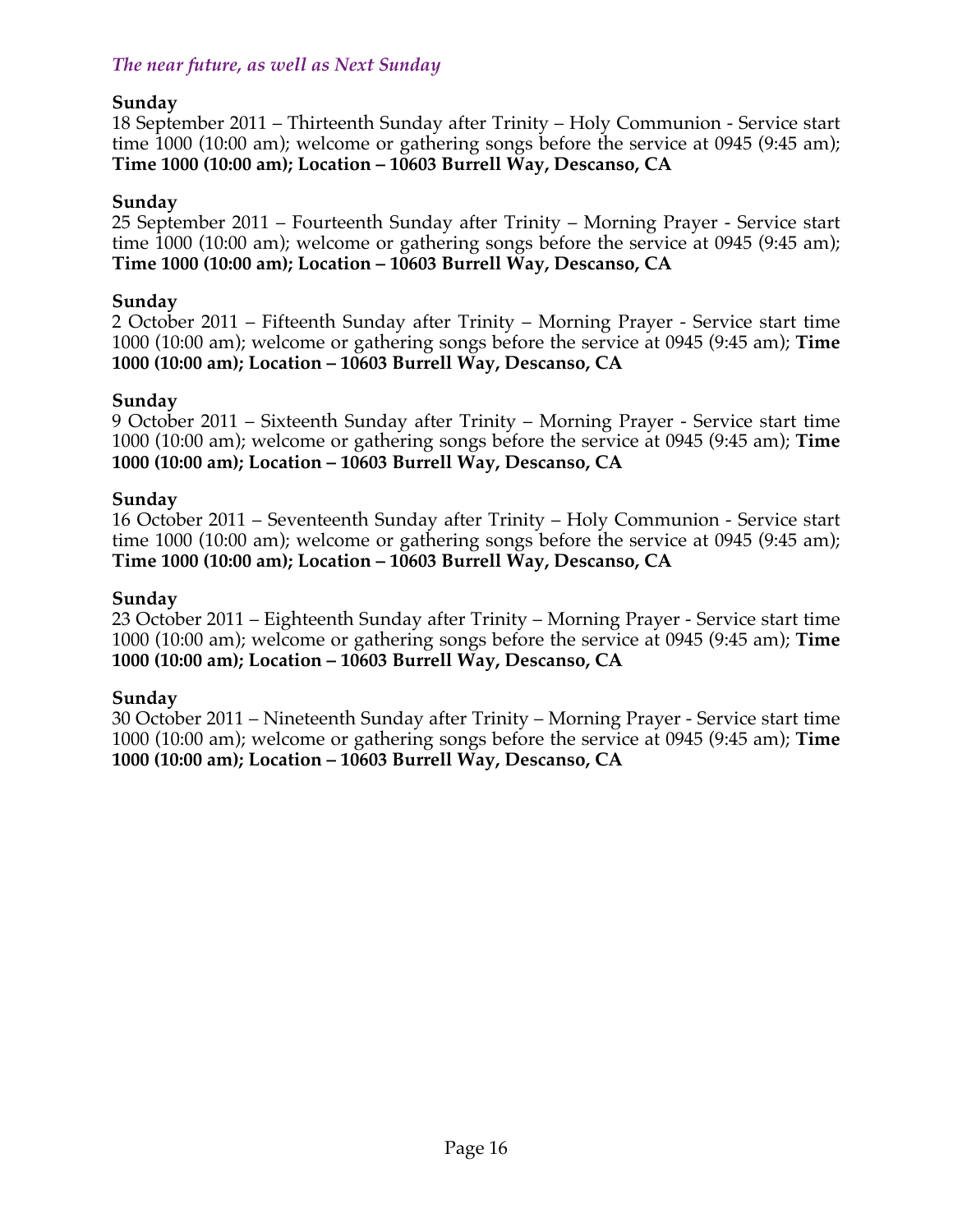*The near future, as well as Next Sunday*

**Sunday**
18 September 2011 – Thirteenth Sunday after Trinity – Holy Communion - Service start time 1000 (10:00 am); welcome or gathering songs before the service at 0945 (9:45 am); **Time 1000 (10:00 am); Location – 10603 Burrell Way, Descanso, CA**

**Sunday**
25 September 2011 – Fourteenth Sunday after Trinity – Morning Prayer - Service start time 1000 (10:00 am); welcome or gathering songs before the service at 0945 (9:45 am); **Time 1000 (10:00 am); Location – 10603 Burrell Way, Descanso, CA**

**Sunday**
2 October 2011 – Fifteenth Sunday after Trinity – Morning Prayer - Service start time 1000 (10:00 am); welcome or gathering songs before the service at 0945 (9:45 am); **Time 1000 (10:00 am); Location – 10603 Burrell Way, Descanso, CA**

**Sunday**
9 October 2011 – Sixteenth Sunday after Trinity – Morning Prayer - Service start time 1000 (10:00 am); welcome or gathering songs before the service at 0945 (9:45 am); **Time 1000 (10:00 am); Location – 10603 Burrell Way, Descanso, CA**

**Sunday**
16 October 2011 – Seventeenth Sunday after Trinity – Holy Communion - Service start time 1000 (10:00 am); welcome or gathering songs before the service at 0945 (9:45 am); **Time 1000 (10:00 am); Location – 10603 Burrell Way, Descanso, CA**

**Sunday**
23 October 2011 – Eighteenth Sunday after Trinity – Morning Prayer - Service start time 1000 (10:00 am); welcome or gathering songs before the service at 0945 (9:45 am); **Time 1000 (10:00 am); Location – 10603 Burrell Way, Descanso, CA**

**Sunday**
30 October 2011 – Nineteenth Sunday after Trinity – Morning Prayer - Service start time 1000 (10:00 am); welcome or gathering songs before the service at 0945 (9:45 am); **Time 1000 (10:00 am); Location – 10603 Burrell Way, Descanso, CA**